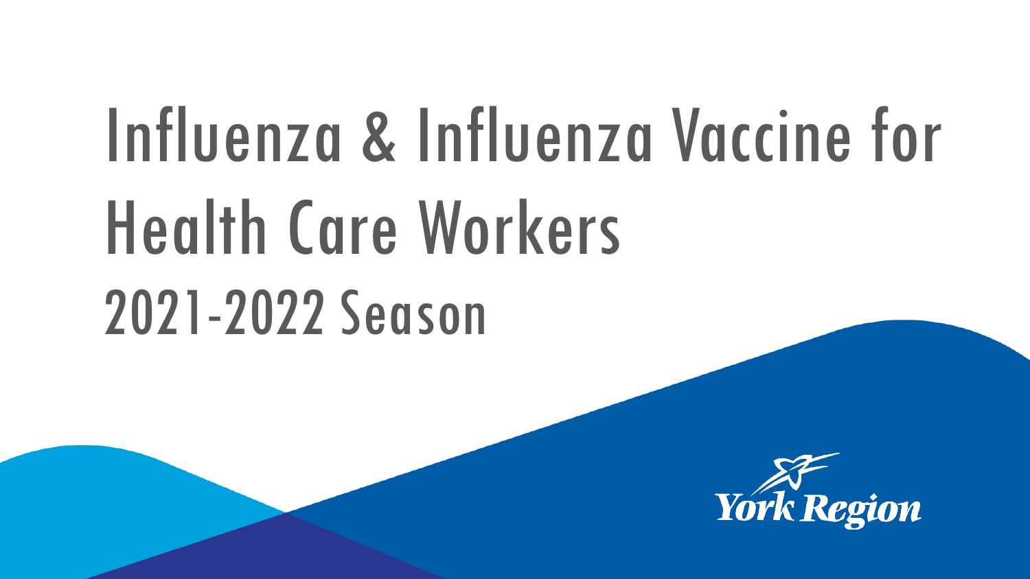# Influenza & Influenza Vaccine for Health Care Workers

## 2021-2022 Season

York Region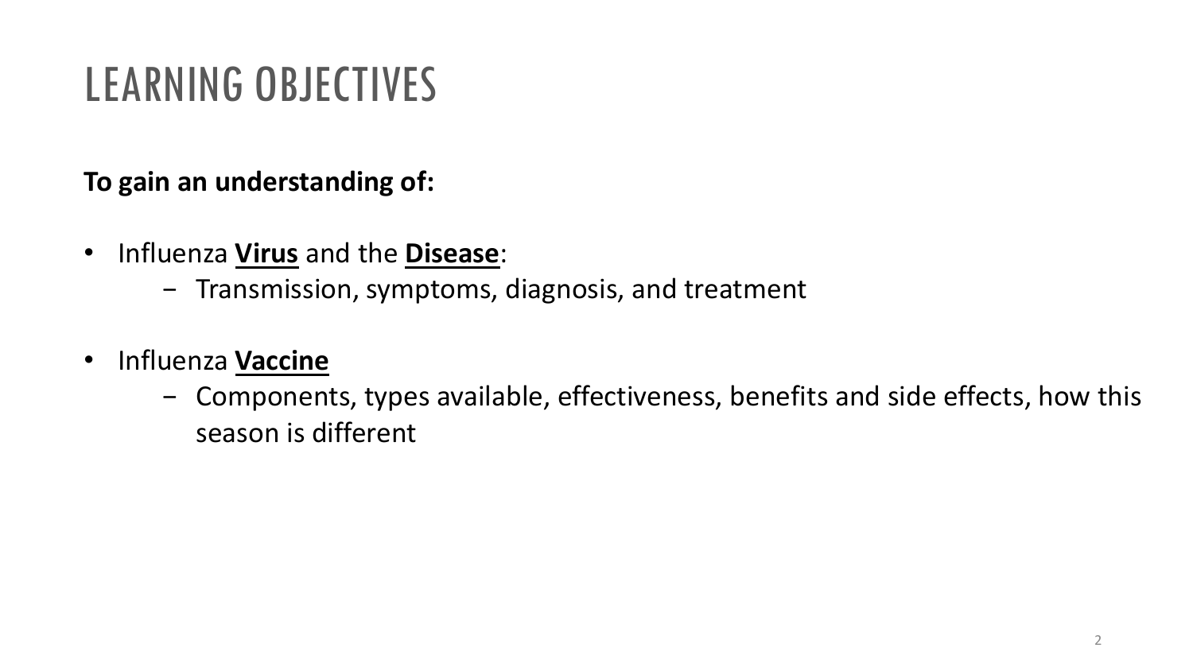# LEARNING OBJECTIVES

**To gain an understanding of:**

- Influenza **Virus** and the **Disease**:
  - Transmission, symptoms, diagnosis, and treatment
- Influenza **Vaccine**
  - Components, types available, effectiveness, benefits and side effects, how this season is different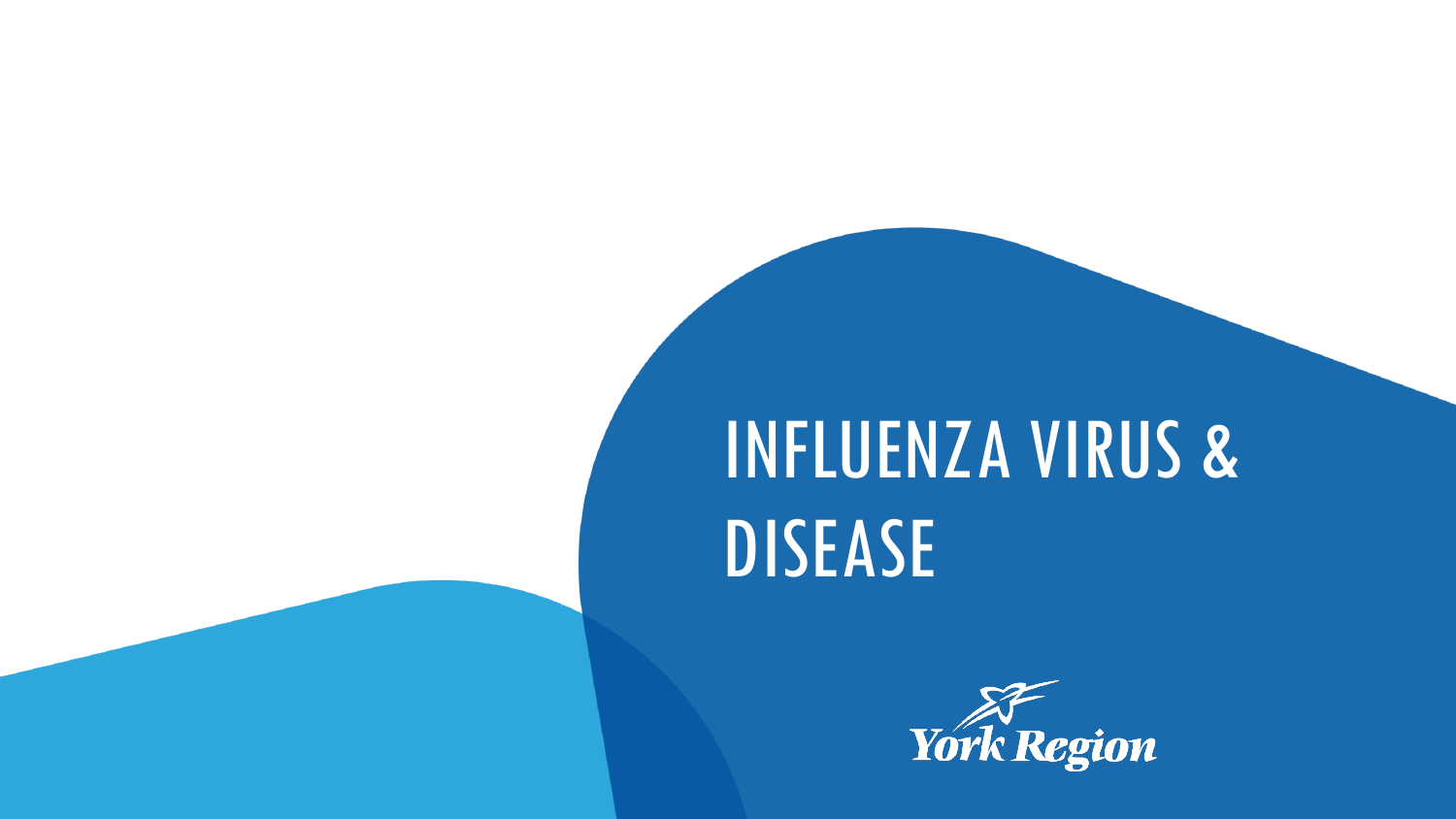# INFLUENZA VIRUS & DISEASE

York Region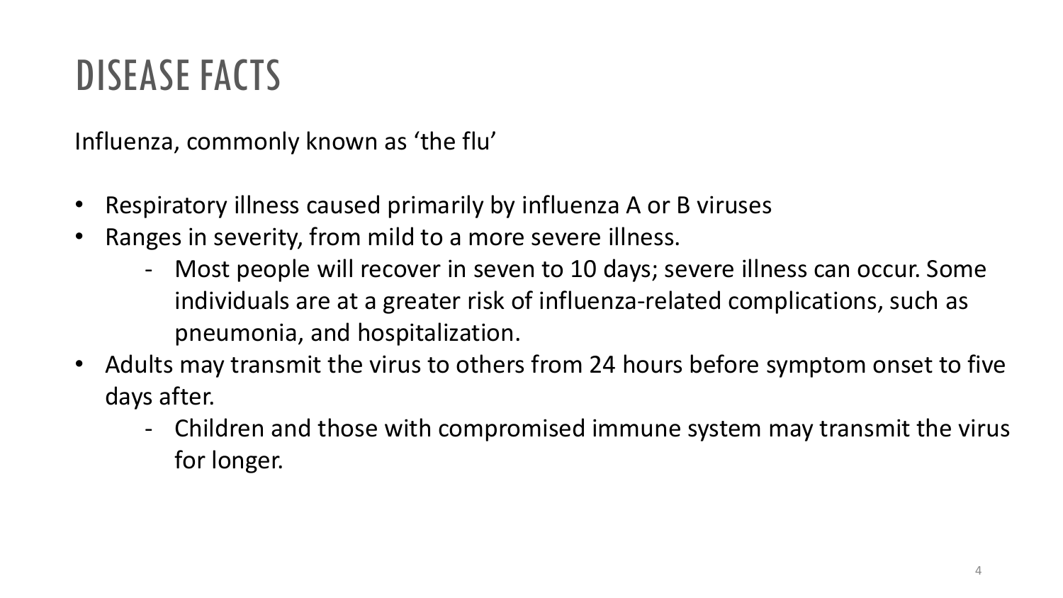# DISEASE FACTS

Influenza, commonly known as 'the flu'

- Respiratory illness caused primarily by influenza A or B viruses
- Ranges in severity, from mild to a more severe illness.
  - Most people will recover in seven to 10 days; severe illness can occur. Some individuals are at a greater risk of influenza-related complications, such as pneumonia, and hospitalization.
- Adults may transmit the virus to others from 24 hours before symptom onset to five days after.
  - Children and those with compromised immune system may transmit the virus for longer.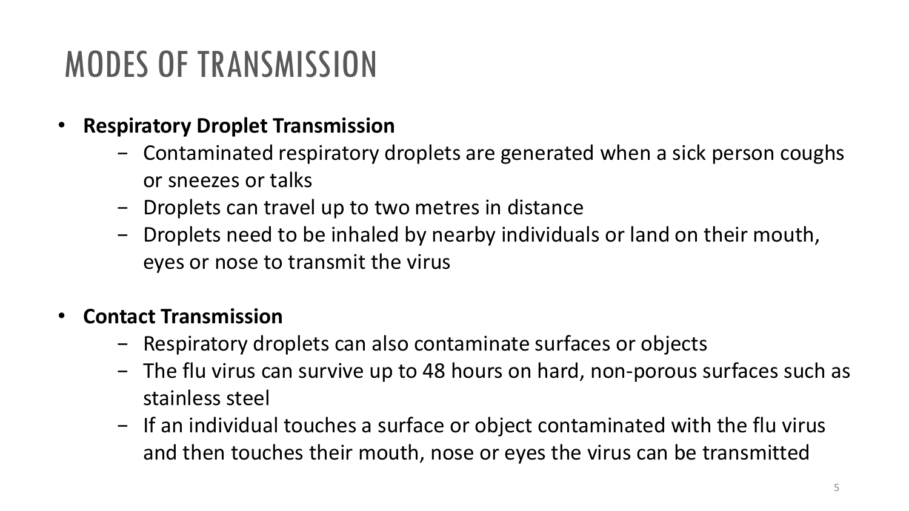# MODES OF TRANSMISSION

- **Respiratory Droplet Transmission**
  - Contaminated respiratory droplets are generated when a sick person coughs or sneezes or talks
  - Droplets can travel up to two metres in distance
  - Droplets need to be inhaled by nearby individuals or land on their mouth, eyes or nose to transmit the virus

- **Contact Transmission**
  - Respiratory droplets can also contaminate surfaces or objects
  - The flu virus can survive up to 48 hours on hard, non-porous surfaces such as stainless steel
  - If an individual touches a surface or object contaminated with the flu virus and then touches their mouth, nose or eyes the virus can be transmitted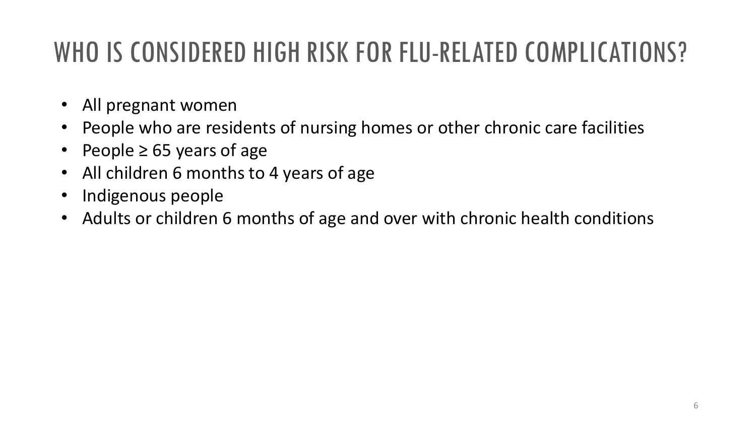# WHO IS CONSIDERED HIGH RISK FOR FLU-RELATED COMPLICATIONS?

- All pregnant women
- People who are residents of nursing homes or other chronic care facilities
- People ≥ 65 years of age
- All children 6 months to 4 years of age
- Indigenous people
- Adults or children 6 months of age and over with chronic health conditions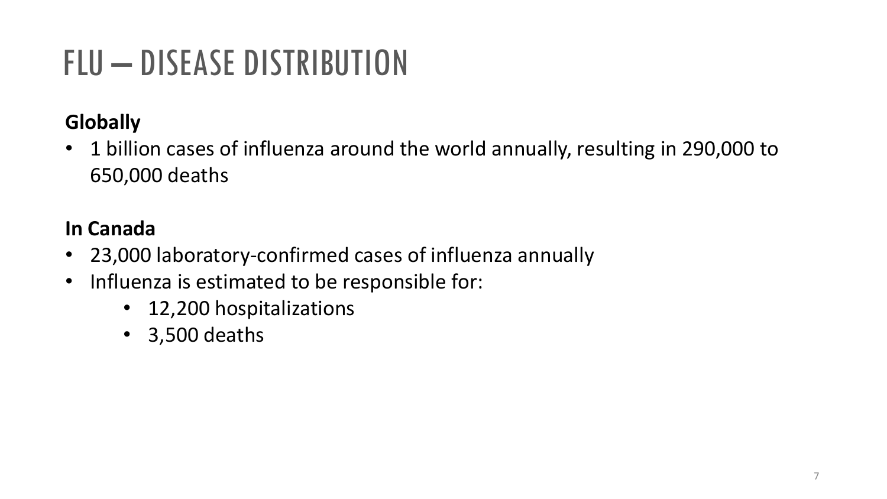# FLU – DISEASE DISTRIBUTION

**Globally**

- 1 billion cases of influenza around the world annually, resulting in 290,000 to 650,000 deaths

**In Canada**

- 23,000 laboratory-confirmed cases of influenza annually
- Influenza is estimated to be responsible for:
  - 12,200 hospitalizations
  - 3,500 deaths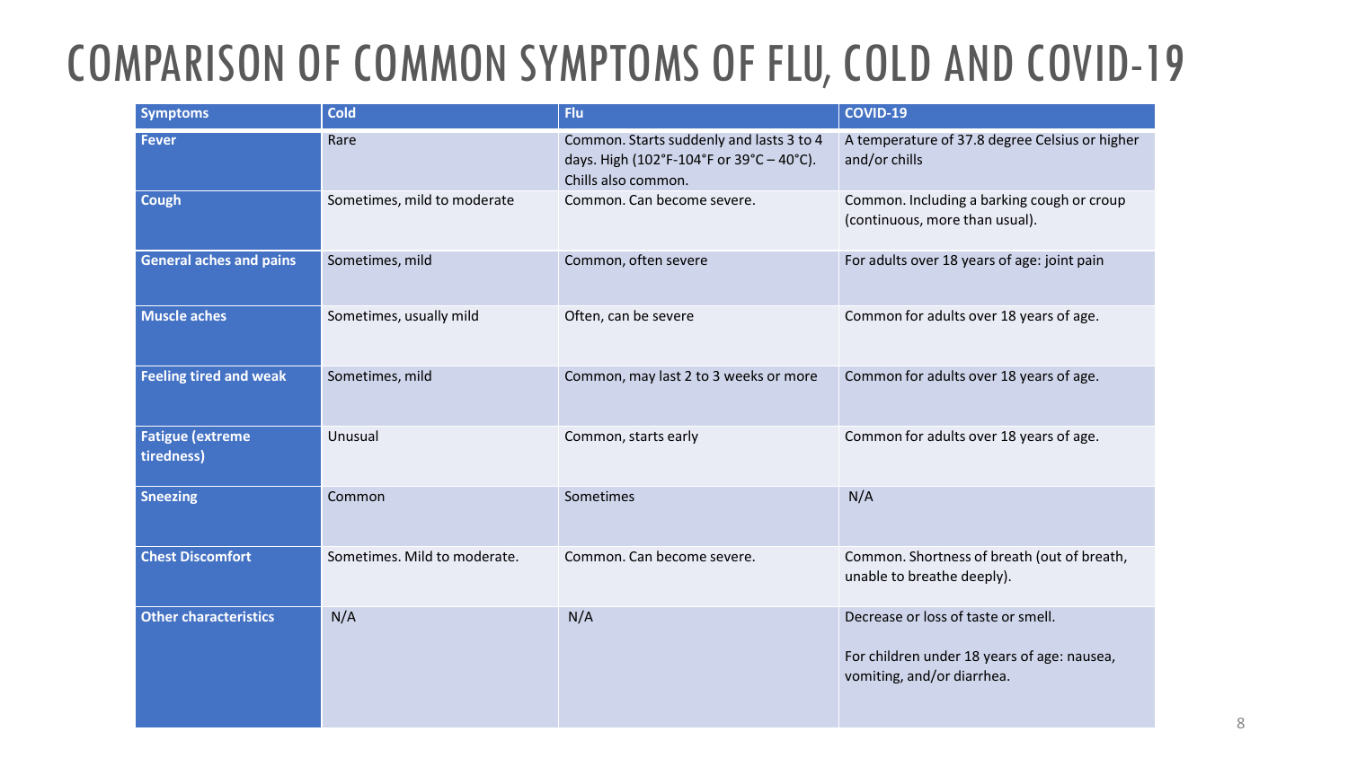# COMPARISON OF COMMON SYMPTOMS OF FLU, COLD AND COVID-19

| Symptoms | Cold | Flu | COVID-19 |
|---|---|---|---|
| **Fever** | Rare | Common. Starts suddenly and lasts 3 to 4 days. High (102°F-104°F or 39°C – 40°C). Chills also common. | A temperature of 37.8 degree Celsius or higher and/or chills |
| **Cough** | Sometimes, mild to moderate | Common. Can become severe. | Common. Including a barking cough or croup (continuous, more than usual). |
| **General aches and pains** | Sometimes, mild | Common, often severe | For adults over 18 years of age: joint pain |
| **Muscle aches** | Sometimes, usually mild | Often, can be severe | Common for adults over 18 years of age. |
| **Feeling tired and weak** | Sometimes, mild | Common, may last 2 to 3 weeks or more | Common for adults over 18 years of age. |
| **Fatigue (extreme tiredness)** | Unusual | Common, starts early | Common for adults over 18 years of age. |
| **Sneezing** | Common | Sometimes | N/A |
| **Chest Discomfort** | Sometimes. Mild to moderate. | Common. Can become severe. | Common. Shortness of breath (out of breath, unable to breathe deeply). |
| **Other characteristics** | N/A | N/A | Decrease or loss of taste or smell.<br><br>For children under 18 years of age: nausea, vomiting, and/or diarrhea. |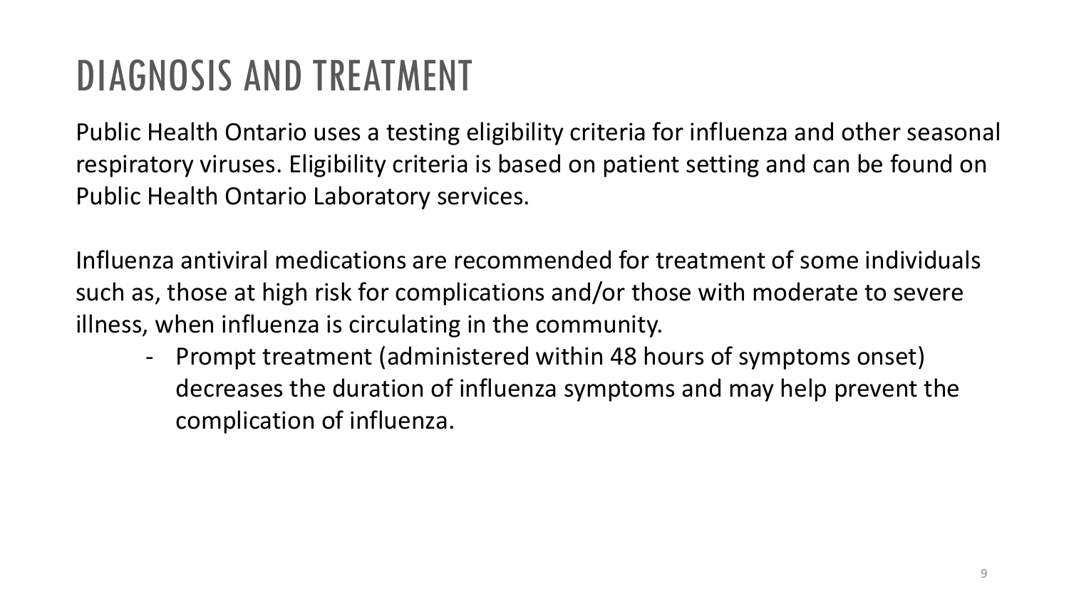# DIAGNOSIS AND TREATMENT

Public Health Ontario uses a testing eligibility criteria for influenza and other seasonal respiratory viruses. Eligibility criteria is based on patient setting and can be found on Public Health Ontario Laboratory services.

Influenza antiviral medications are recommended for treatment of some individuals such as, those at high risk for complications and/or those with moderate to severe illness, when influenza is circulating in the community.

- Prompt treatment (administered within 48 hours of symptoms onset) decreases the duration of influenza symptoms and may help prevent the complication of influenza.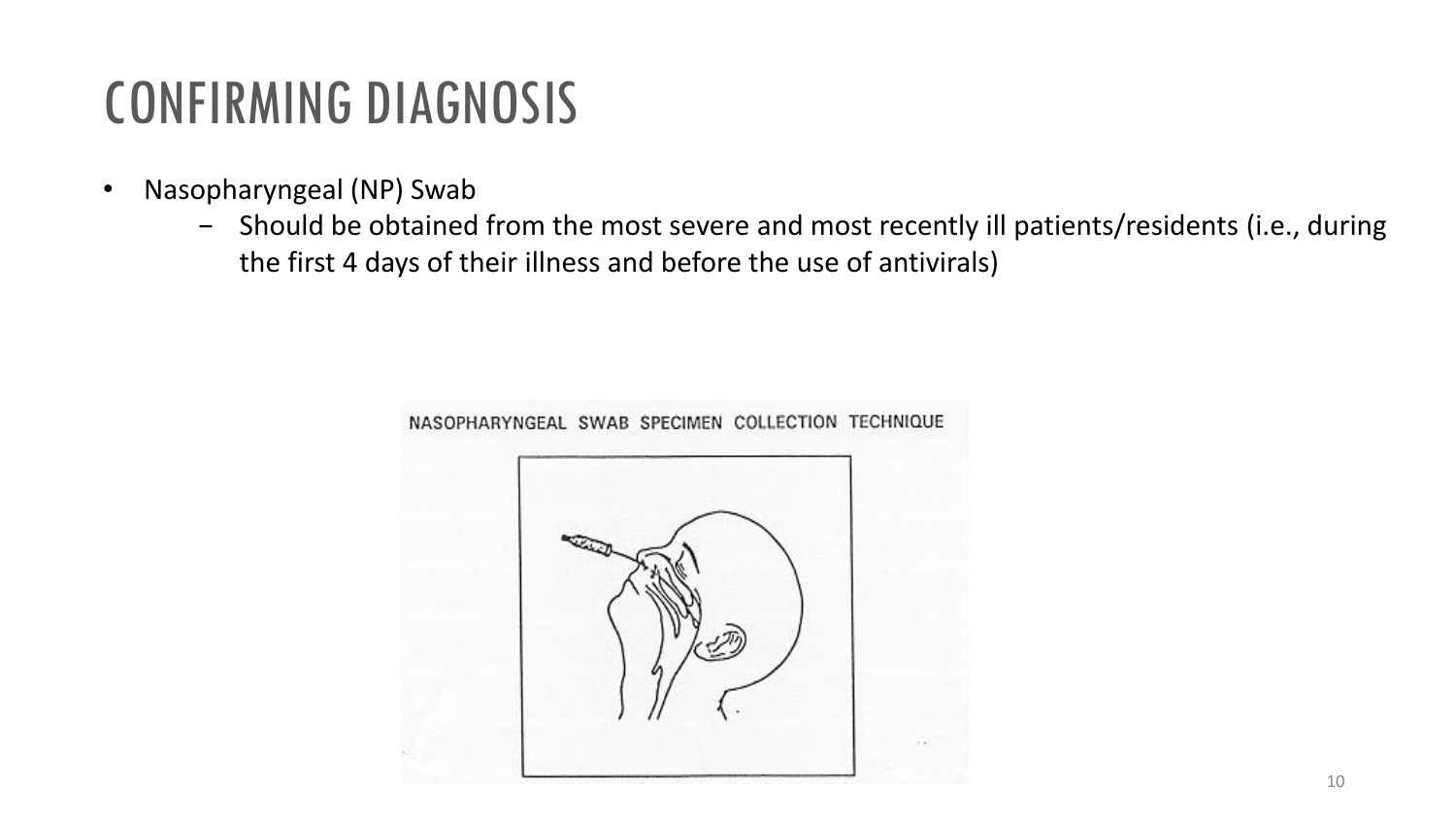# CONFIRMING DIAGNOSIS

- Nasopharyngeal (NP) Swab
  - Should be obtained from the most severe and most recently ill patients/residents (i.e., during the first 4 days of their illness and before the use of antivirals)

NASOPHARYNGEAL SWAB SPECIMEN COLLECTION TECHNIQUE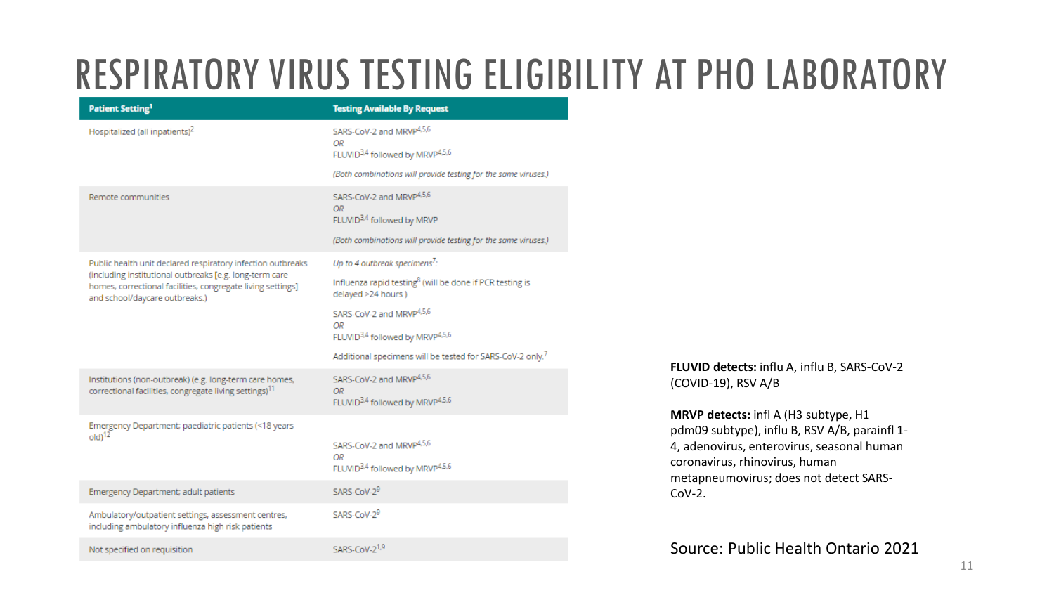# RESPIRATORY VIRUS TESTING ELIGIBILITY AT PHO LABORATORY

| Patient Setting[1] | Testing Available By Request |
|---|---|
| Hospitalized (all inpatients)[2] | SARS-CoV-2 and MRVP[4,5,6] *OR* FLUVID[3,4] followed by MRVP[4,5,6] *(Both combinations will provide testing for the same viruses.)* |
| Remote communities | SARS-CoV-2 and MRVP[4,5,6] *OR* FLUVID[3,4] followed by MRVP *(Both combinations will provide testing for the same viruses.)* |
| Public health unit declared respiratory infection outbreaks (including institutional outbreaks [e.g. long-term care homes, correctional facilities, congregate living settings] and school/daycare outbreaks.) | *Up to 4 outbreak specimens[7]:* Influenza rapid testing[8] (will be done if PCR testing is delayed >24 hours ) SARS-CoV-2 and MRVP[4,5,6] *OR* FLUVID[3,4] followed by MRVP[4,5,6] Additional specimens will be tested for SARS-CoV-2 only.[7] |
| Institutions (non-outbreak) (e.g. long-term care homes, correctional facilities, congregate living settings)[11] | SARS-CoV-2 and MRVP[4,5,6] *OR* FLUVID[3,4] followed by MRVP[4,5,6] |
| Emergency Department; paediatric patients (<18 years old)[12] | SARS-CoV-2 and MRVP[4,5,6] *OR* FLUVID[3,4] followed by MRVP[4,5,6] |
| Emergency Department; adult patients | SARS-CoV-2[9] |
| Ambulatory/outpatient settings, assessment centres, including ambulatory influenza high risk patients | SARS-CoV-2[9] |
| Not specified on requisition | SARS-CoV-2[1,9] |

**FLUVID detects:** influ A, influ B, SARS-CoV-2 (COVID-19), RSV A/B

**MRVP detects:** infl A (H3 subtype, H1 pdm09 subtype), influ B, RSV A/B, parainfl 1-4, adenovirus, enterovirus, seasonal human coronavirus, rhinovirus, human metapneumovirus; does not detect SARS-CoV-2.

Source: Public Health Ontario 2021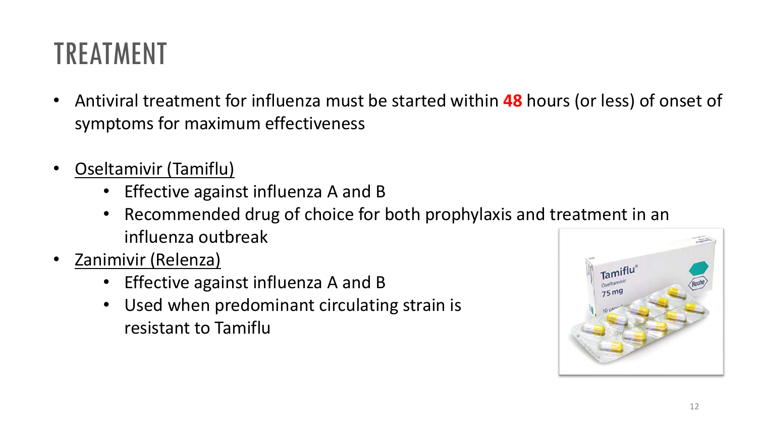# TREATMENT

- Antiviral treatment for influenza must be started within **48** hours (or less) of onset of symptoms for maximum effectiveness
- Oseltamivir (Tamiflu)
  - Effective against influenza A and B
  - Recommended drug of choice for both prophylaxis and treatment in an influenza outbreak
- Zanimivir (Relenza)
  - Effective against influenza A and B
  - Used when predominant circulating strain is resistant to Tamiflu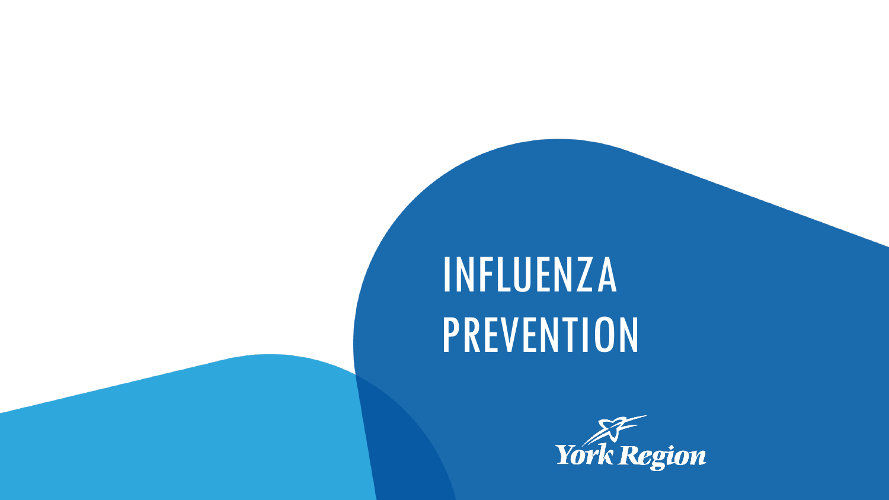# INFLUENZA PREVENTION

York Region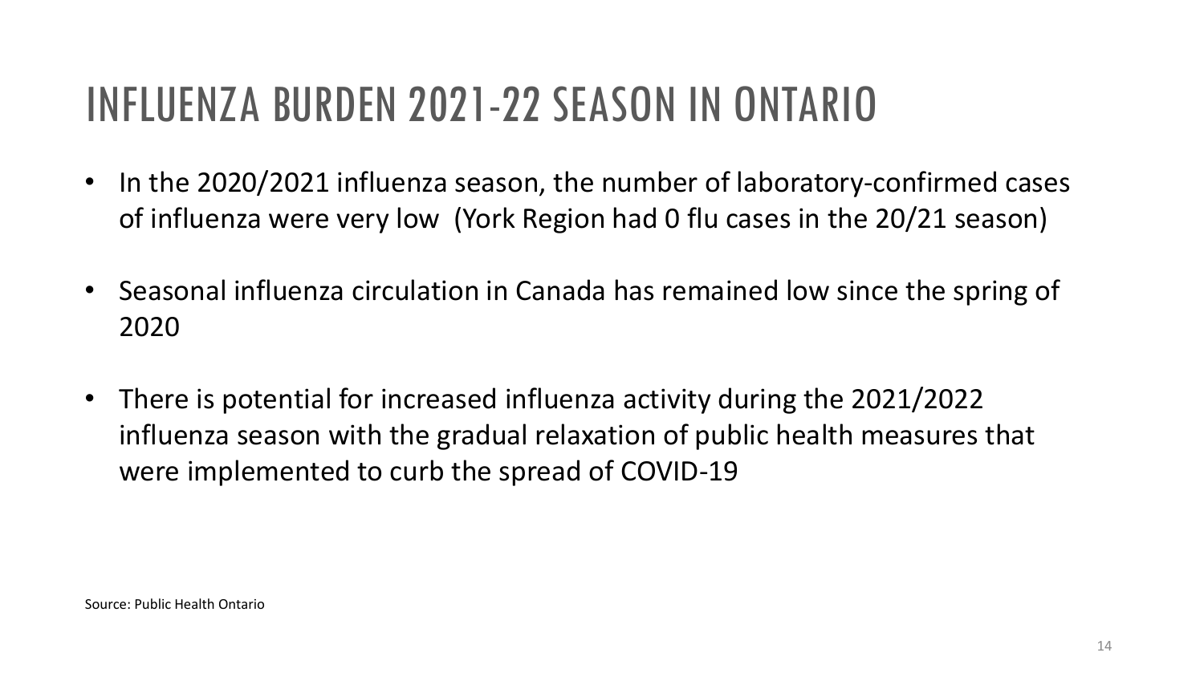# INFLUENZA BURDEN 2021-22 SEASON IN ONTARIO

- In the 2020/2021 influenza season, the number of laboratory-confirmed cases of influenza were very low (York Region had 0 flu cases in the 20/21 season)
- Seasonal influenza circulation in Canada has remained low since the spring of 2020
- There is potential for increased influenza activity during the 2021/2022 influenza season with the gradual relaxation of public health measures that were implemented to curb the spread of COVID-19

Source: Public Health Ontario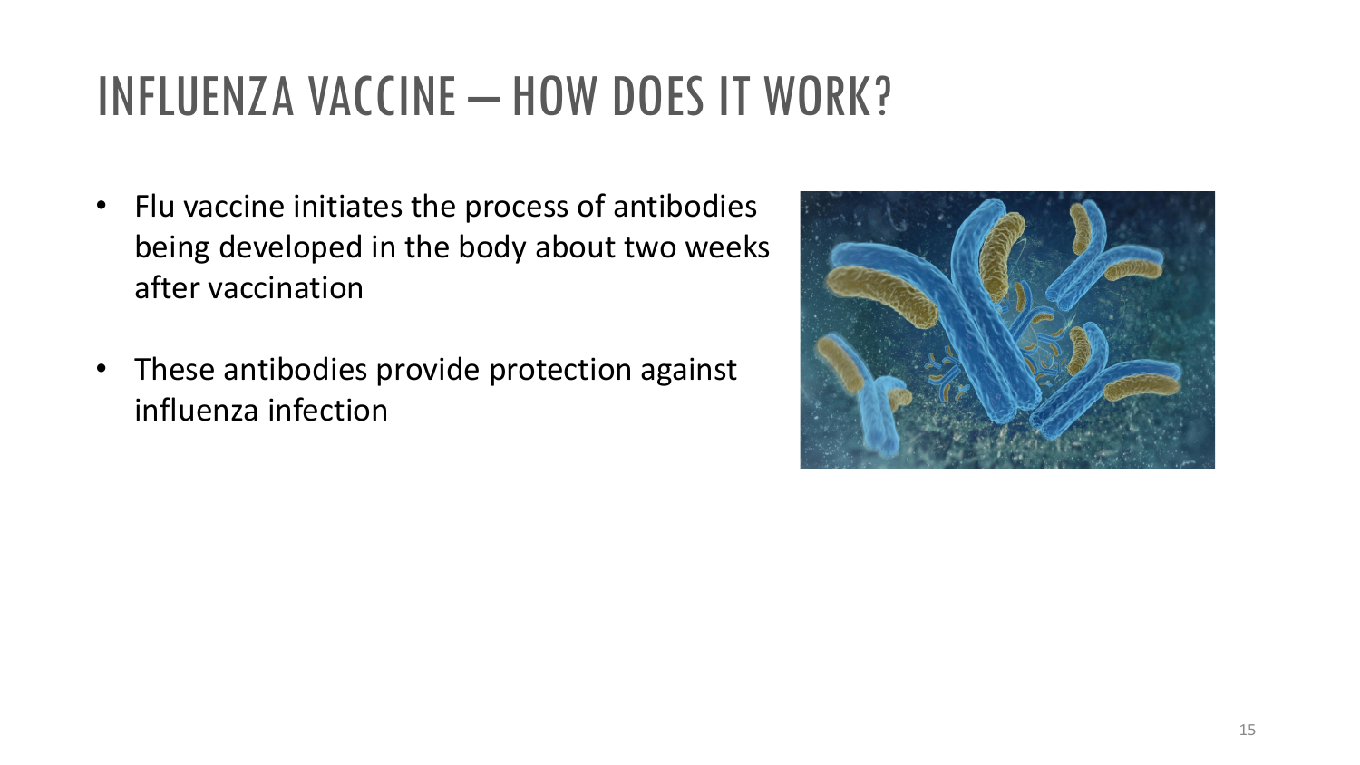# INFLUENZA VACCINE – HOW DOES IT WORK?

- Flu vaccine initiates the process of antibodies being developed in the body about two weeks after vaccination
- These antibodies provide protection against influenza infection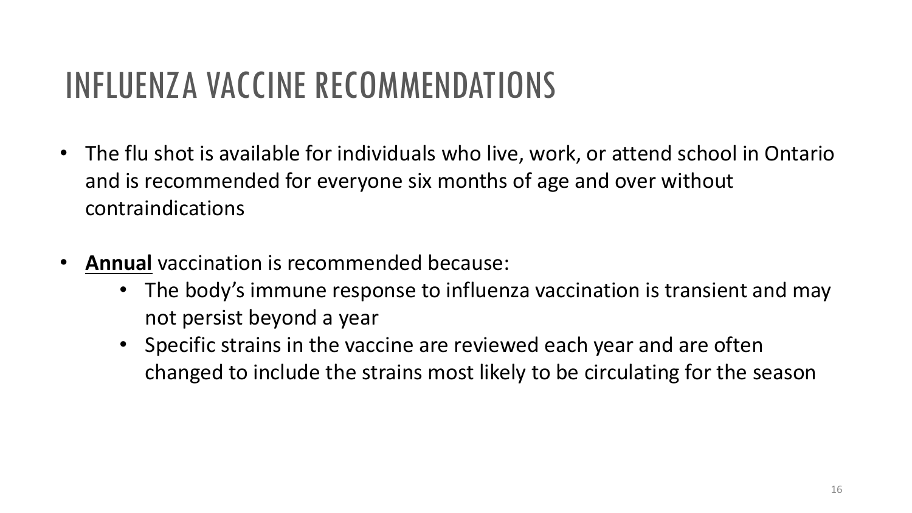# INFLUENZA VACCINE RECOMMENDATIONS

- The flu shot is available for individuals who live, work, or attend school in Ontario and is recommended for everyone six months of age and over without contraindications

- **<u>Annual</u>** vaccination is recommended because:
  - The body's immune response to influenza vaccination is transient and may not persist beyond a year
  - Specific strains in the vaccine are reviewed each year and are often changed to include the strains most likely to be circulating for the season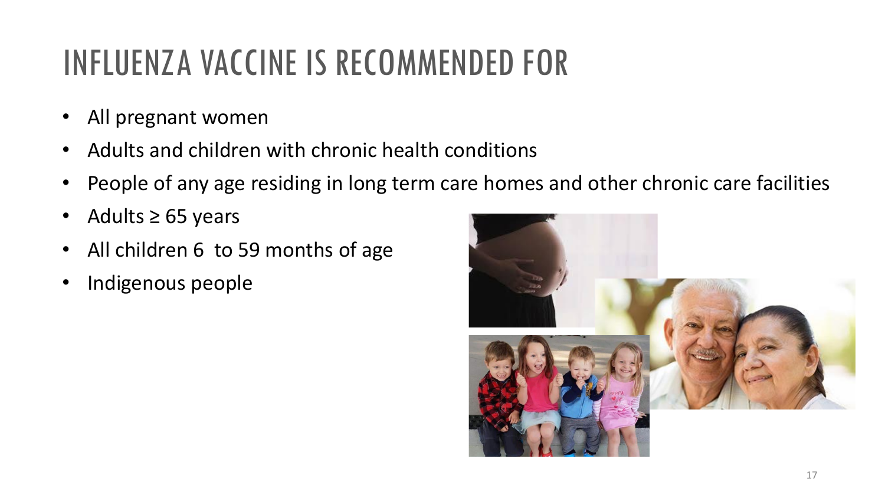# INFLUENZA VACCINE IS RECOMMENDED FOR

- All pregnant women
- Adults and children with chronic health conditions
- People of any age residing in long term care homes and other chronic care facilities
- Adults ≥ 65 years
- All children 6 to 59 months of age
- Indigenous people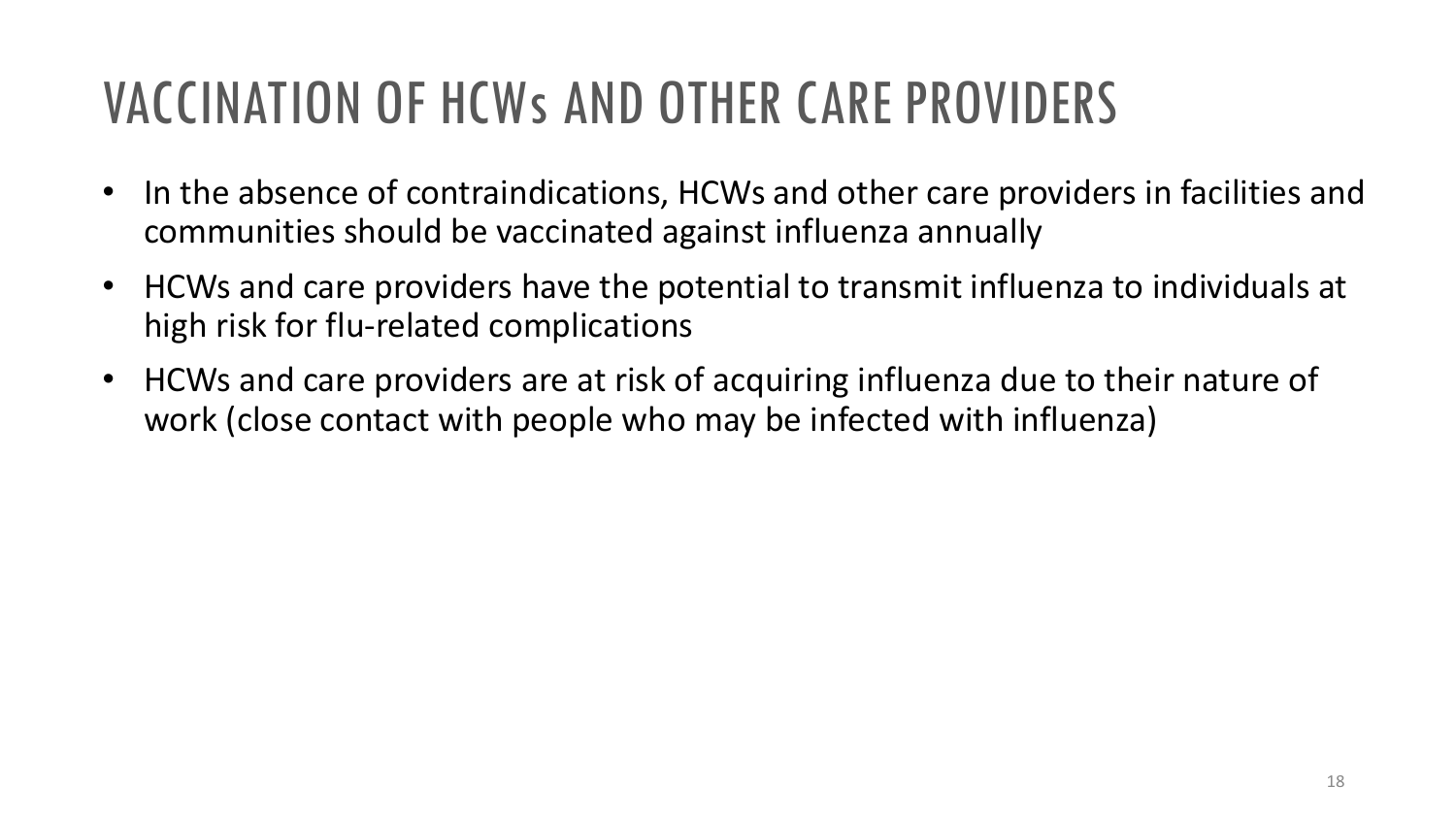# VACCINATION OF HCWs AND OTHER CARE PROVIDERS

- In the absence of contraindications, HCWs and other care providers in facilities and communities should be vaccinated against influenza annually
- HCWs and care providers have the potential to transmit influenza to individuals at high risk for flu-related complications
- HCWs and care providers are at risk of acquiring influenza due to their nature of work (close contact with people who may be infected with influenza)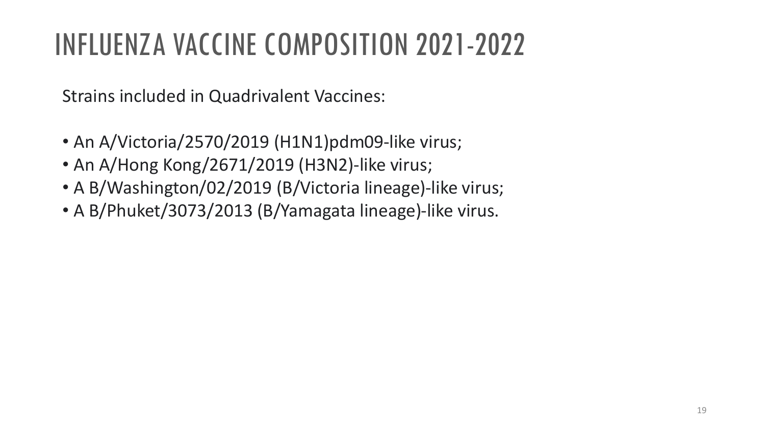# INFLUENZA VACCINE COMPOSITION 2021-2022

Strains included in Quadrivalent Vaccines:

- An A/Victoria/2570/2019 (H1N1)pdm09-like virus;
- An A/Hong Kong/2671/2019 (H3N2)-like virus;
- A B/Washington/02/2019 (B/Victoria lineage)-like virus;
- A B/Phuket/3073/2013 (B/Yamagata lineage)-like virus.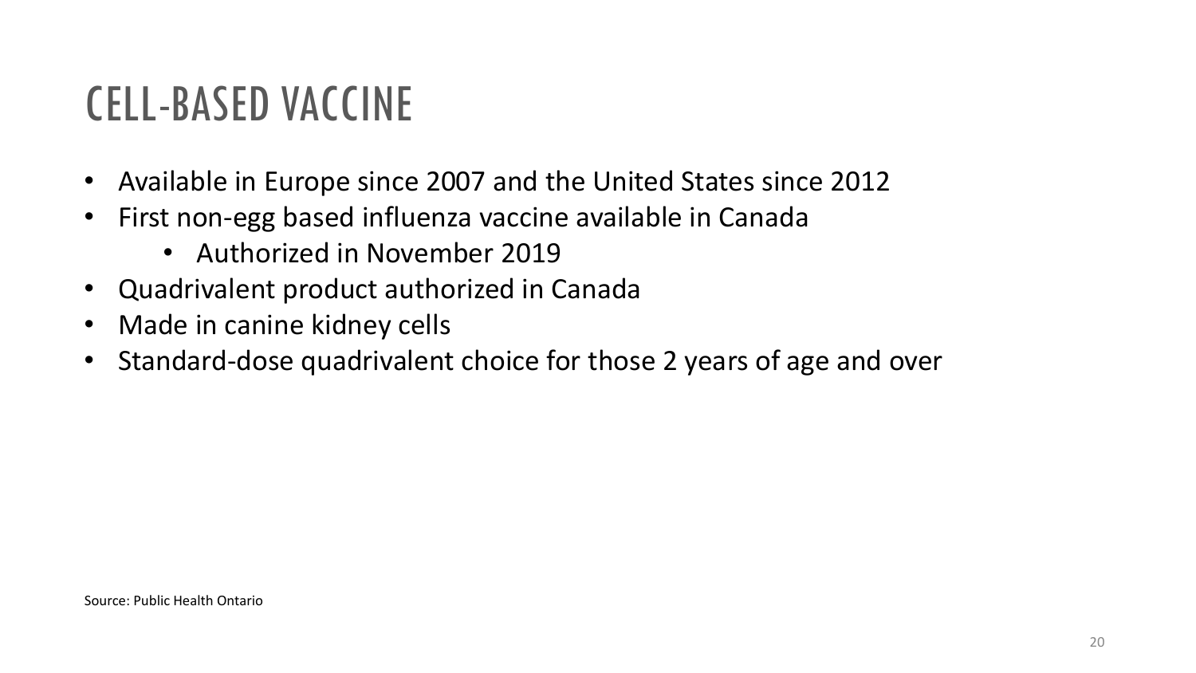# CELL-BASED VACCINE

- Available in Europe since 2007 and the United States since 2012
- First non-egg based influenza vaccine available in Canada
  - Authorized in November 2019
- Quadrivalent product authorized in Canada
- Made in canine kidney cells
- Standard-dose quadrivalent choice for those 2 years of age and over

Source: Public Health Ontario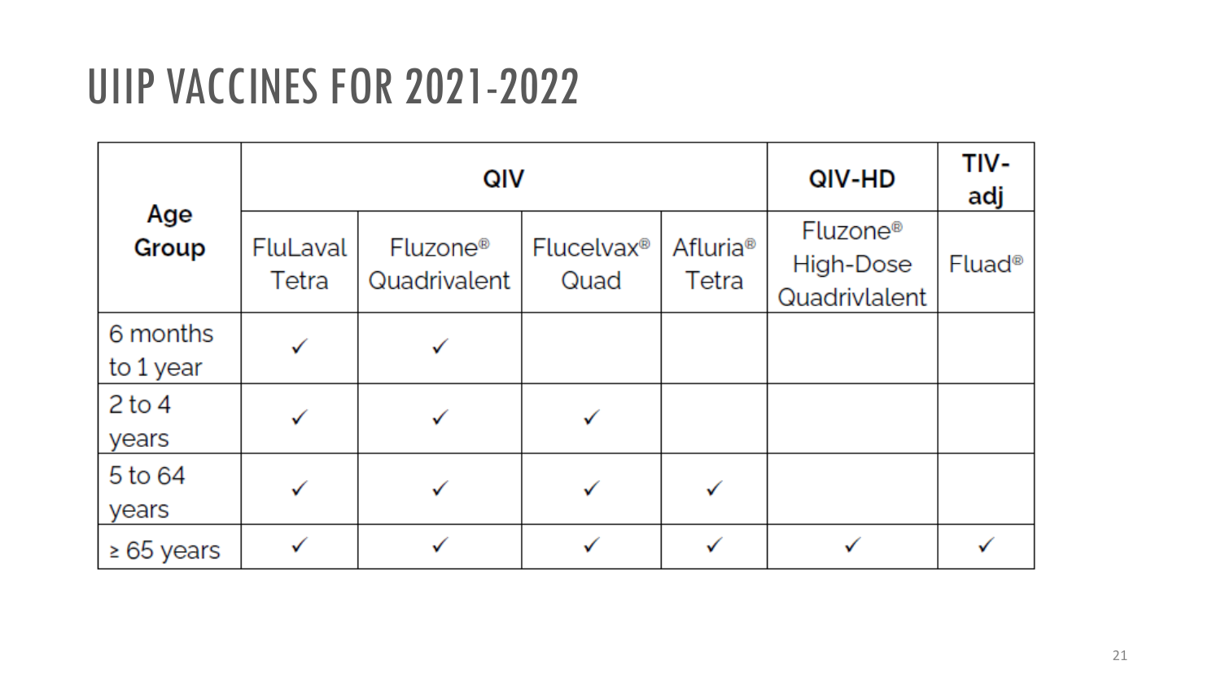# UIIP VACCINES FOR 2021-2022

| Age Group | QIV | | | | QIV-HD | TIV-adj |
|---|---|---|---|---|---|---|
| | FluLaval Tetra | Fluzone® Quadrivalent | Flucelvax® Quad | Afluria® Tetra | Fluzone® High-Dose Quadrivlalent | Fluad® |
| 6 months to 1 year | ✓ | ✓ | | | | |
| 2 to 4 years | ✓ | ✓ | ✓ | | | |
| 5 to 64 years | ✓ | ✓ | ✓ | ✓ | | |
| ≥ 65 years | ✓ | ✓ | ✓ | ✓ | ✓ | ✓ |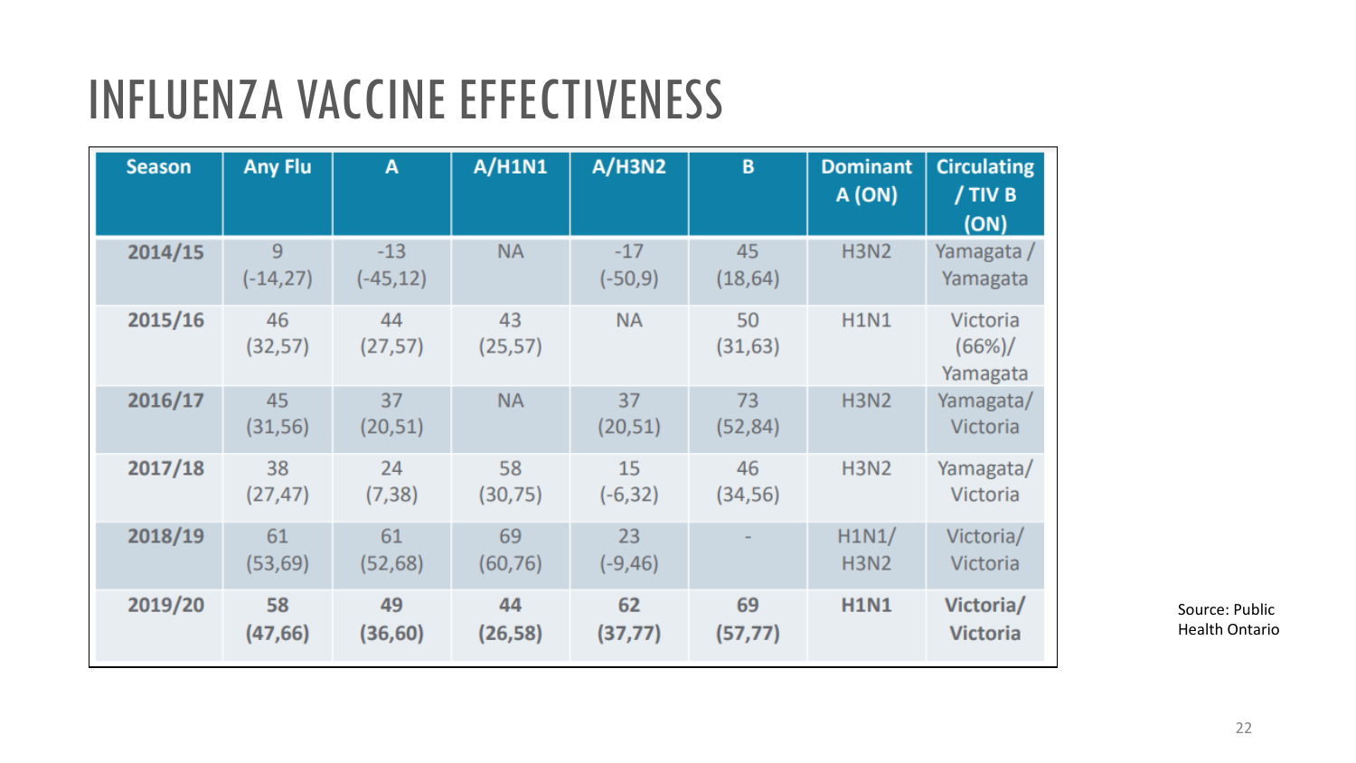# INFLUENZA VACCINE EFFECTIVENESS

| Season | Any Flu | A | A/H1N1 | A/H3N2 | B | Dominant A (ON) | Circulating / TIV B (ON) |
|---|---|---|---|---|---|---|---|
| 2014/15 | 9 (-14,27) | -13 (-45,12) | NA | -17 (-50,9) | 45 (18,64) | H3N2 | Yamagata / Yamagata |
| 2015/16 | 46 (32,57) | 44 (27,57) | 43 (25,57) | NA | 50 (31,63) | H1N1 | Victoria (66%)/ Yamagata |
| 2016/17 | 45 (31,56) | 37 (20,51) | NA | 37 (20,51) | 73 (52,84) | H3N2 | Yamagata/ Victoria |
| 2017/18 | 38 (27,47) | 24 (7,38) | 58 (30,75) | 15 (-6,32) | 46 (34,56) | H3N2 | Yamagata/ Victoria |
| 2018/19 | 61 (53,69) | 61 (52,68) | 69 (60,76) | 23 (-9,46) | - | H1N1/ H3N2 | Victoria/ Victoria |
| **2019/20** | **58 (47,66)** | **49 (36,60)** | **44 (26,58)** | **62 (37,77)** | **69 (57,77)** | **H1N1** | **Victoria/ Victoria** |

Source: Public Health Ontario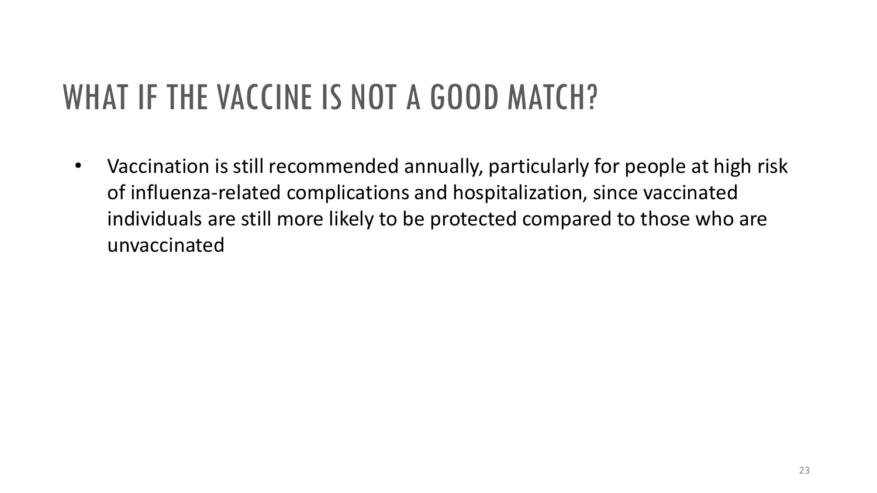# WHAT IF THE VACCINE IS NOT A GOOD MATCH?

- Vaccination is still recommended annually, particularly for people at high risk of influenza-related complications and hospitalization, since vaccinated individuals are still more likely to be protected compared to those who are unvaccinated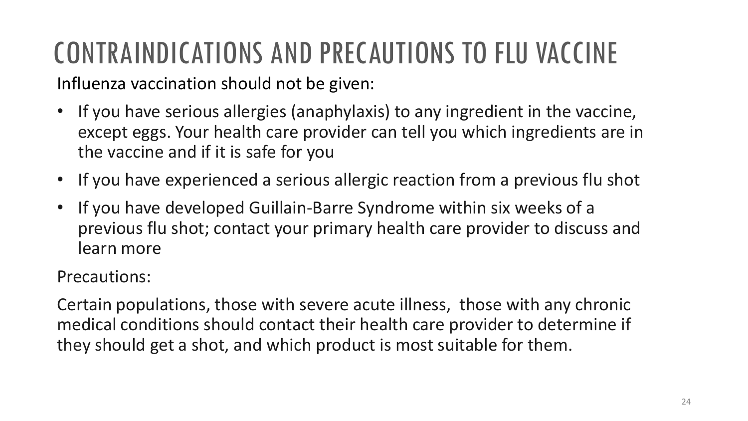# CONTRAINDICATIONS AND PRECAUTIONS TO FLU VACCINE

Influenza vaccination should not be given:

- If you have serious allergies (anaphylaxis) to any ingredient in the vaccine, except eggs. Your health care provider can tell you which ingredients are in the vaccine and if it is safe for you
- If you have experienced a serious allergic reaction from a previous flu shot
- If you have developed Guillain-Barre Syndrome within six weeks of a previous flu shot; contact your primary health care provider to discuss and learn more

Precautions:

Certain populations, those with severe acute illness, those with any chronic medical conditions should contact their health care provider to determine if they should get a shot, and which product is most suitable for them.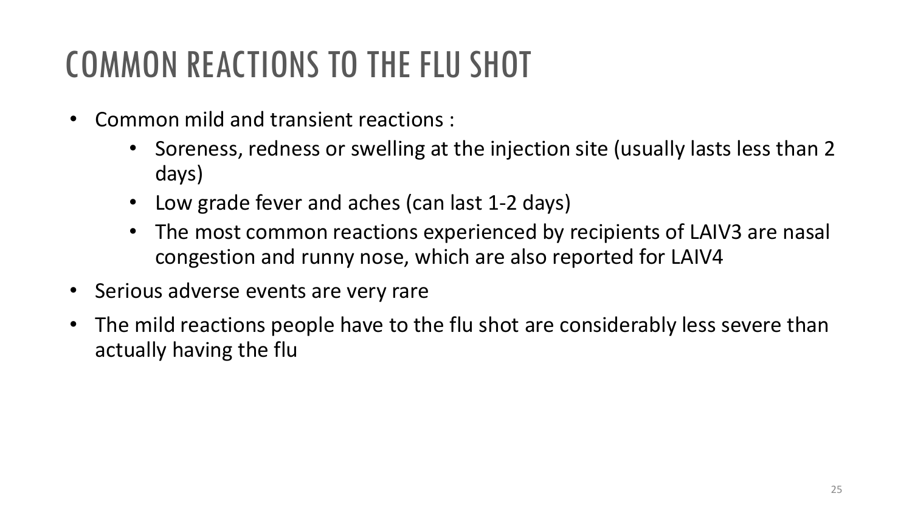# COMMON REACTIONS TO THE FLU SHOT

- Common mild and transient reactions :
  - Soreness, redness or swelling at the injection site (usually lasts less than 2 days)
  - Low grade fever and aches (can last 1-2 days)
  - The most common reactions experienced by recipients of LAIV3 are nasal congestion and runny nose, which are also reported for LAIV4
- Serious adverse events are very rare
- The mild reactions people have to the flu shot are considerably less severe than actually having the flu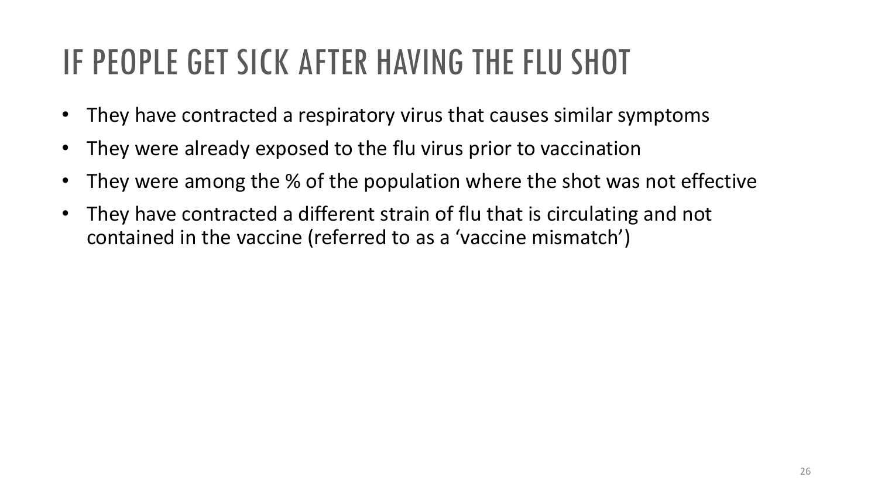# IF PEOPLE GET SICK AFTER HAVING THE FLU SHOT

- They have contracted a respiratory virus that causes similar symptoms
- They were already exposed to the flu virus prior to vaccination
- They were among the % of the population where the shot was not effective
- They have contracted a different strain of flu that is circulating and not contained in the vaccine (referred to as a ‘vaccine mismatch’)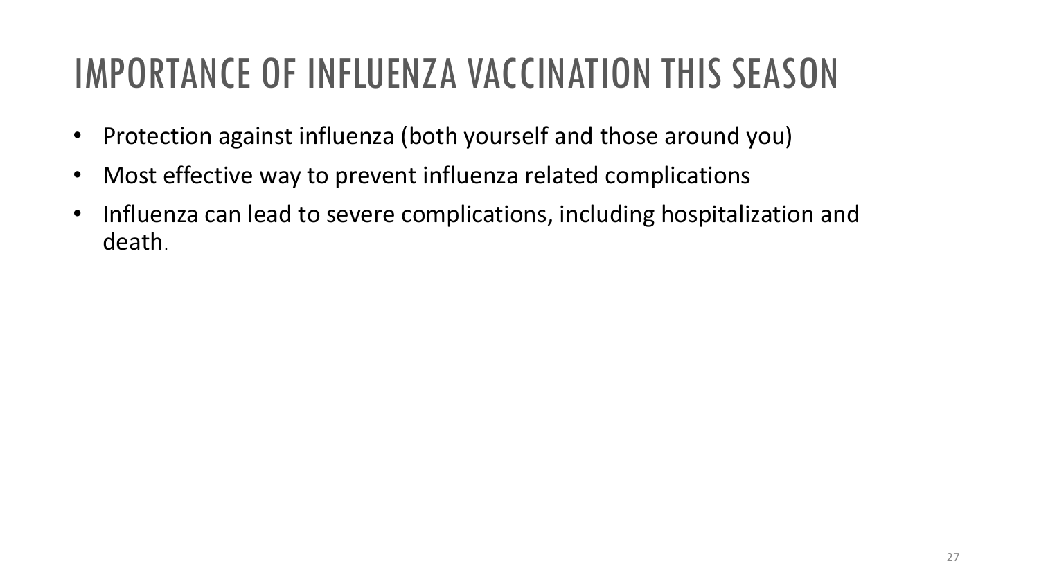# IMPORTANCE OF INFLUENZA VACCINATION THIS SEASON

- Protection against influenza (both yourself and those around you)
- Most effective way to prevent influenza related complications
- Influenza can lead to severe complications, including hospitalization and death.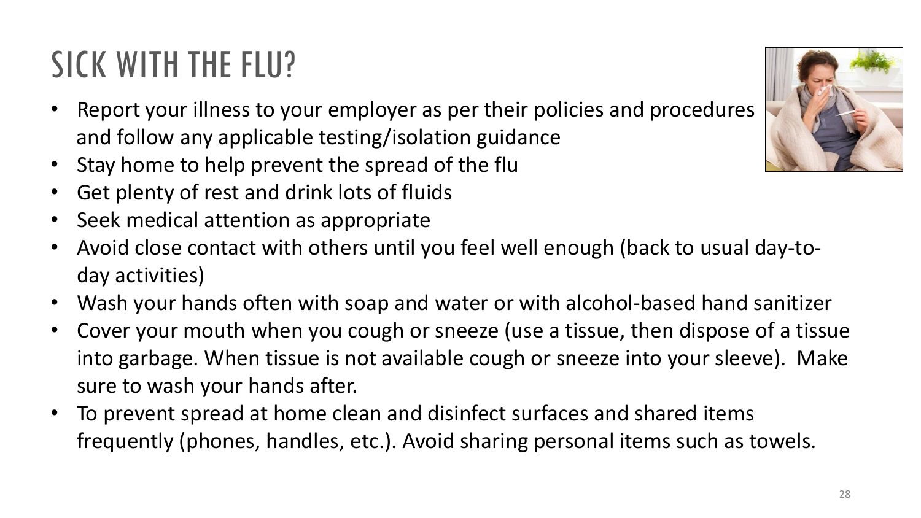# SICK WITH THE FLU?

- Report your illness to your employer as per their policies and procedures and follow any applicable testing/isolation guidance
- Stay home to help prevent the spread of the flu
- Get plenty of rest and drink lots of fluids
- Seek medical attention as appropriate
- Avoid close contact with others until you feel well enough (back to usual day-to-day activities)
- Wash your hands often with soap and water or with alcohol-based hand sanitizer
- Cover your mouth when you cough or sneeze (use a tissue, then dispose of a tissue into garbage. When tissue is not available cough or sneeze into your sleeve). Make sure to wash your hands after.
- To prevent spread at home clean and disinfect surfaces and shared items frequently (phones, handles, etc.). Avoid sharing personal items such as towels.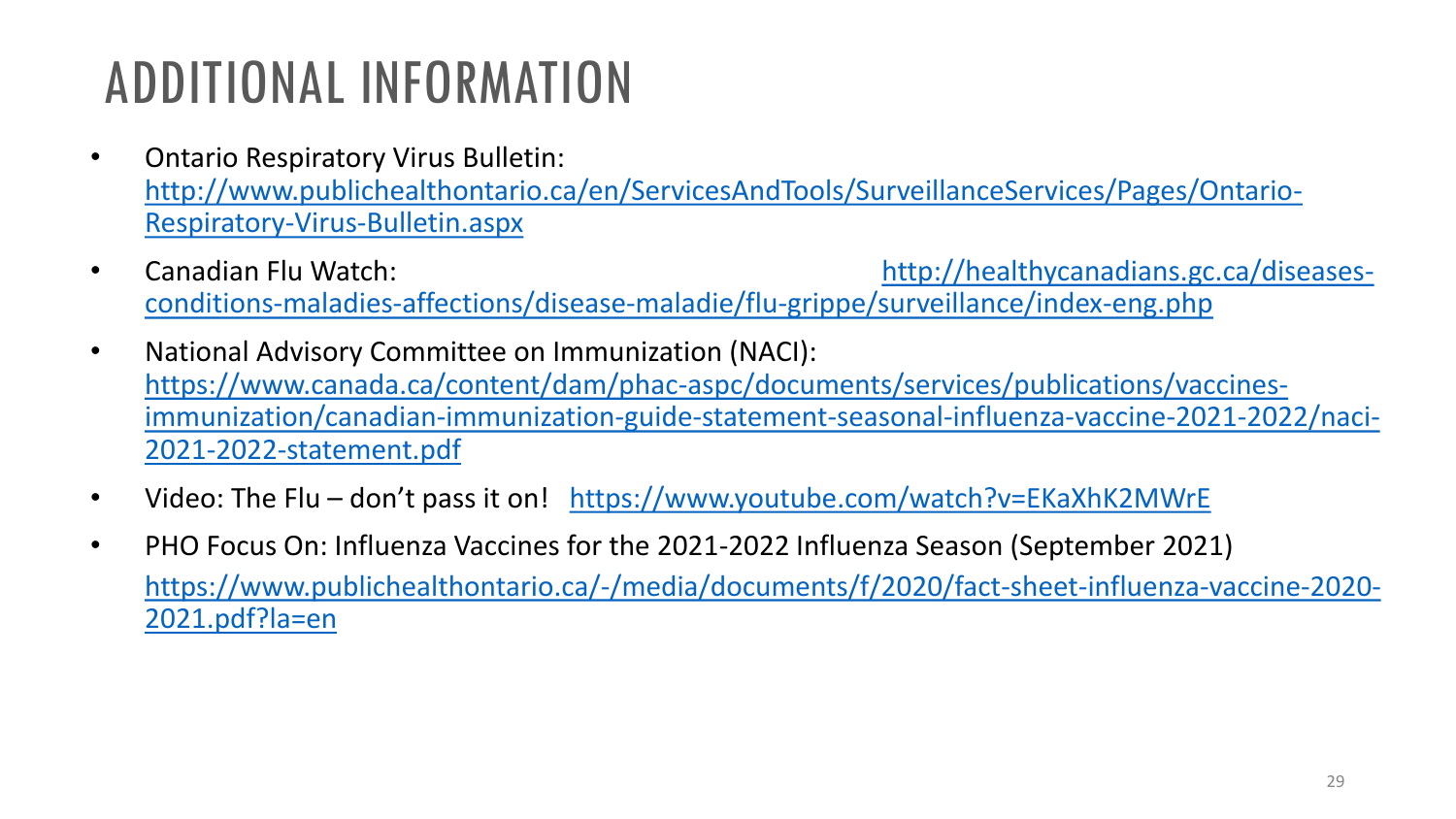# ADDITIONAL INFORMATION

- Ontario Respiratory Virus Bulletin: http://www.publichealthontario.ca/en/ServicesAndTools/SurveillanceServices/Pages/Ontario-Respiratory-Virus-Bulletin.aspx
- Canadian Flu Watch: http://healthycanadians.gc.ca/diseases-conditions-maladies-affections/disease-maladie/flu-grippe/surveillance/index-eng.php
- National Advisory Committee on Immunization (NACI): https://www.canada.ca/content/dam/phac-aspc/documents/services/publications/vaccines-immunization/canadian-immunization-guide-statement-seasonal-influenza-vaccine-2021-2022/naci-2021-2022-statement.pdf
- Video: The Flu – don't pass it on! https://www.youtube.com/watch?v=EKaXhK2MWrE
- PHO Focus On: Influenza Vaccines for the 2021-2022 Influenza Season (September 2021) https://www.publichealthontario.ca/-/media/documents/f/2020/fact-sheet-influenza-vaccine-2020-2021.pdf?la=en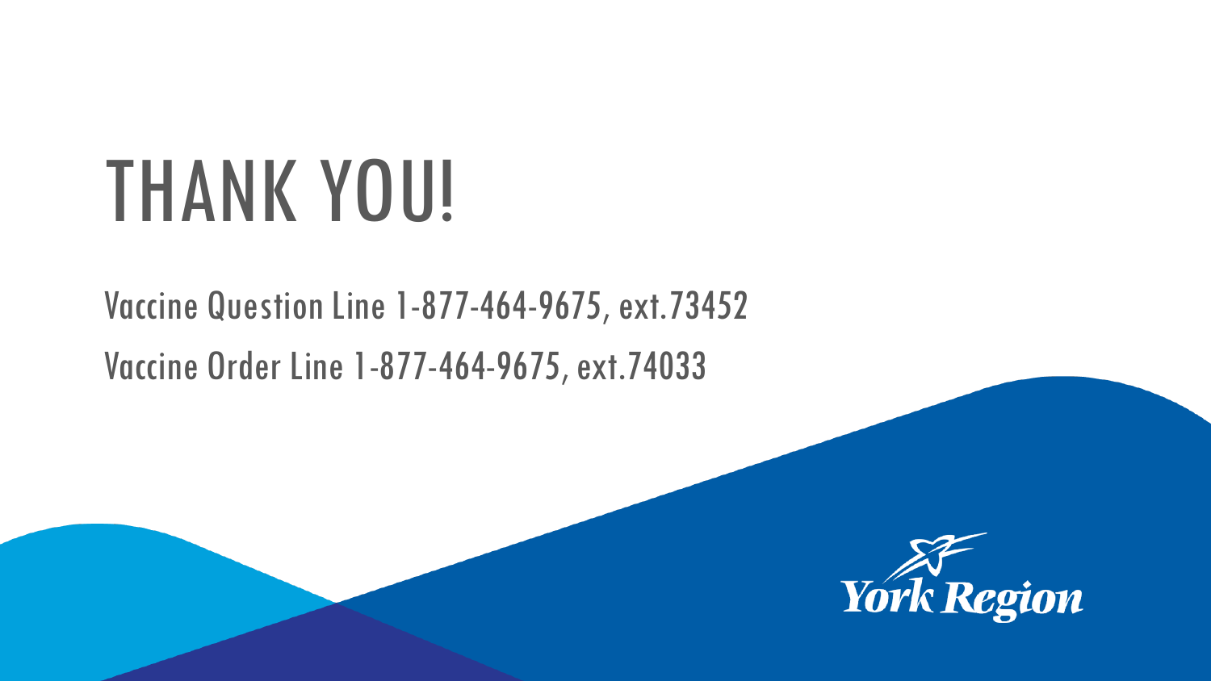# THANK YOU!

Vaccine Question Line 1-877-464-9675, ext.73452

Vaccine Order Line 1-877-464-9675, ext.74033

York Region